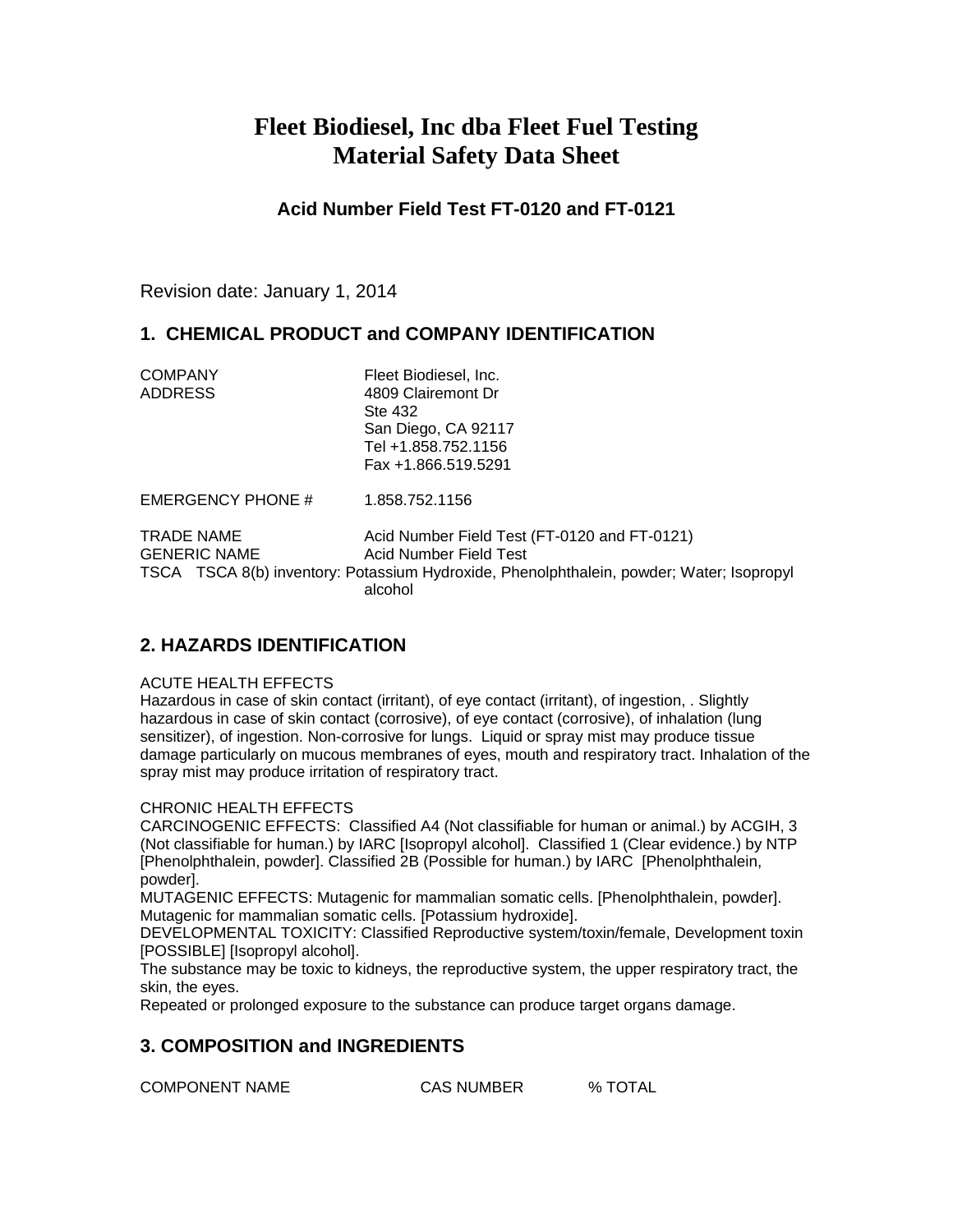# Fleet Biodiesel, Inc dba Fleet Fuel Testing
# Material Safety Data Sheet

### Acid Number Field Test FT-0120 and FT-0121

Revision date: January 1, 2014

## 1. CHEMICAL PRODUCT and COMPANY IDENTIFICATION

| | |
|---|---|
| COMPANY | Fleet Biodiesel, Inc. |
| ADDRESS | 4809 Clairemont Dr<br>Ste 432<br>San Diego, CA 92117<br>Tel +1.858.752.1156<br>Fax +1.866.519.5291 |
| EMERGENCY PHONE # | 1.858.752.1156 |
| TRADE NAME | Acid Number Field Test (FT-0120 and FT-0121) |
| GENERIC NAME | Acid Number Field Test |

TSCA TSCA 8(b) inventory: Potassium Hydroxide, Phenolphthalein, powder; Water; Isopropyl alcohol

## 2. HAZARDS IDENTIFICATION

ACUTE HEALTH EFFECTS
Hazardous in case of skin contact (irritant), of eye contact (irritant), of ingestion, . Slightly hazardous in case of skin contact (corrosive), of eye contact (corrosive), of inhalation (lung sensitizer), of ingestion. Non-corrosive for lungs. Liquid or spray mist may produce tissue damage particularly on mucous membranes of eyes, mouth and respiratory tract. Inhalation of the spray mist may produce irritation of respiratory tract.

CHRONIC HEALTH EFFECTS
CARCINOGENIC EFFECTS: Classified A4 (Not classifiable for human or animal.) by ACGIH, 3 (Not classifiable for human.) by IARC [Isopropyl alcohol]. Classified 1 (Clear evidence.) by NTP [Phenolphthalein, powder]. Classified 2B (Possible for human.) by IARC [Phenolphthalein, powder].
MUTAGENIC EFFECTS: Mutagenic for mammalian somatic cells. [Phenolphthalein, powder]. Mutagenic for mammalian somatic cells. [Potassium hydroxide].
DEVELOPMENTAL TOXICITY: Classified Reproductive system/toxin/female, Development toxin [POSSIBLE] [Isopropyl alcohol].
The substance may be toxic to kidneys, the reproductive system, the upper respiratory tract, the skin, the eyes.
Repeated or prolonged exposure to the substance can produce target organs damage.

## 3. COMPOSITION and INGREDIENTS

| COMPONENT NAME | CAS NUMBER | % TOTAL |
|---|---|---|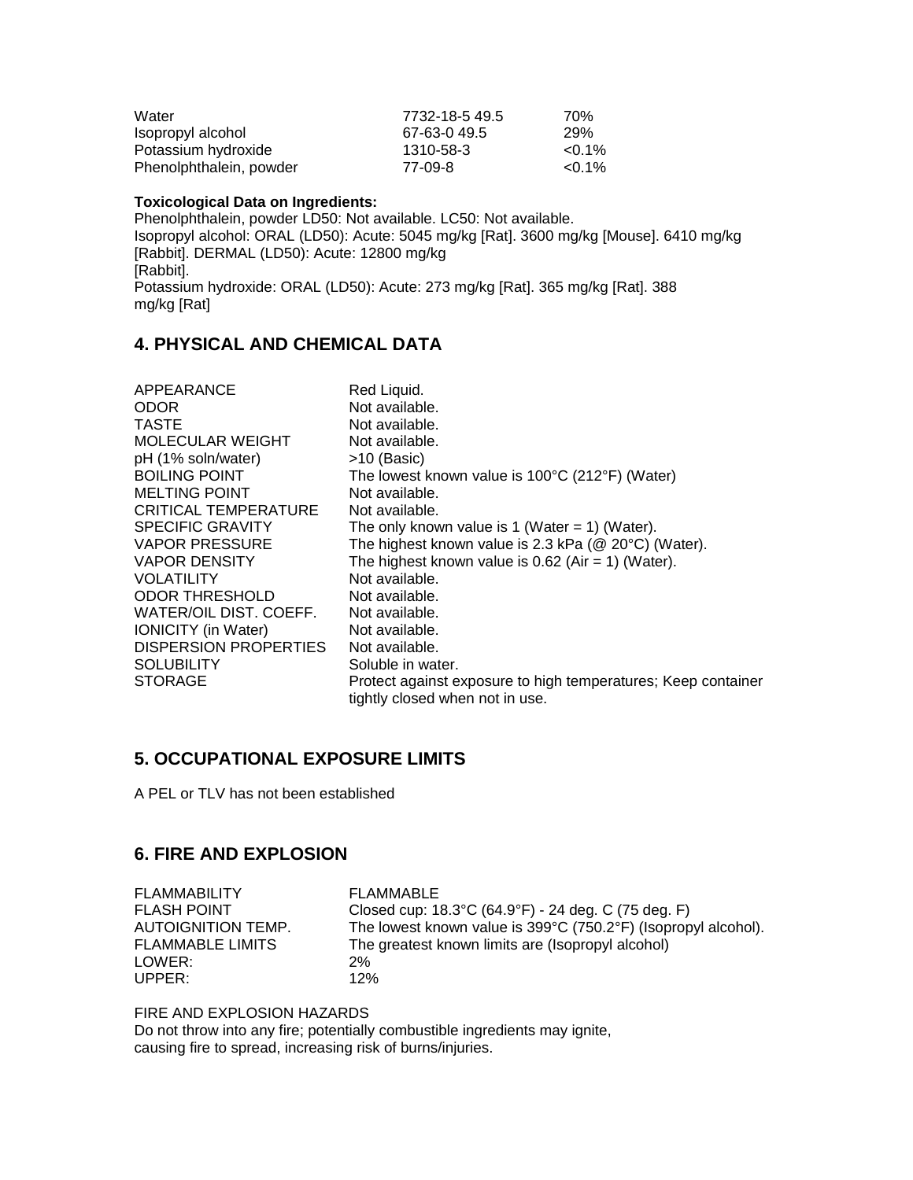| | | |
|---|---|---|
| Water | 7732-18-5 49.5 | 70% |
| Isopropyl alcohol | 67-63-0 49.5 | 29% |
| Potassium hydroxide | 1310-58-3 | <0.1% |
| Phenolphthalein, powder | 77-09-8 | <0.1% |

**Toxicological Data on Ingredients:**
Phenolphthalein, powder LD50: Not available. LC50: Not available.
Isopropyl alcohol: ORAL (LD50): Acute: 5045 mg/kg [Rat]. 3600 mg/kg [Mouse]. 6410 mg/kg [Rabbit]. DERMAL (LD50): Acute: 12800 mg/kg [Rabbit].
Potassium hydroxide: ORAL (LD50): Acute: 273 mg/kg [Rat]. 365 mg/kg [Rat]. 388 mg/kg [Rat]

## 4. PHYSICAL AND CHEMICAL DATA

| | |
|---|---|
| APPEARANCE | Red Liquid. |
| ODOR | Not available. |
| TASTE | Not available. |
| MOLECULAR WEIGHT | Not available. |
| pH (1% soln/water) | >10 (Basic) |
| BOILING POINT | The lowest known value is 100°C (212°F) (Water) |
| MELTING POINT | Not available. |
| CRITICAL TEMPERATURE | Not available. |
| SPECIFIC GRAVITY | The only known value is 1 (Water = 1) (Water). |
| VAPOR PRESSURE | The highest known value is 2.3 kPa (@ 20°C) (Water). |
| VAPOR DENSITY | The highest known value is 0.62 (Air = 1) (Water). |
| VOLATILITY | Not available. |
| ODOR THRESHOLD | Not available. |
| WATER/OIL DIST. COEFF. | Not available. |
| IONICITY (in Water) | Not available. |
| DISPERSION PROPERTIES | Not available. |
| SOLUBILITY | Soluble in water. |
| STORAGE | Protect against exposure to high temperatures; Keep container tightly closed when not in use. |

## 5. OCCUPATIONAL EXPOSURE LIMITS

A PEL or TLV has not been established

## 6. FIRE AND EXPLOSION

| | |
|---|---|
| FLAMMABILITY | FLAMMABLE |
| FLASH POINT | Closed cup: 18.3°C (64.9°F) - 24 deg. C (75 deg. F) |
| AUTOIGNITION TEMP. | The lowest known value is 399°C (750.2°F) (Isopropyl alcohol). |
| FLAMMABLE LIMITS | The greatest known limits are (Isopropyl alcohol) |
| LOWER: | 2% |
| UPPER: | 12% |

FIRE AND EXPLOSION HAZARDS
Do not throw into any fire; potentially combustible ingredients may ignite, causing fire to spread, increasing risk of burns/injuries.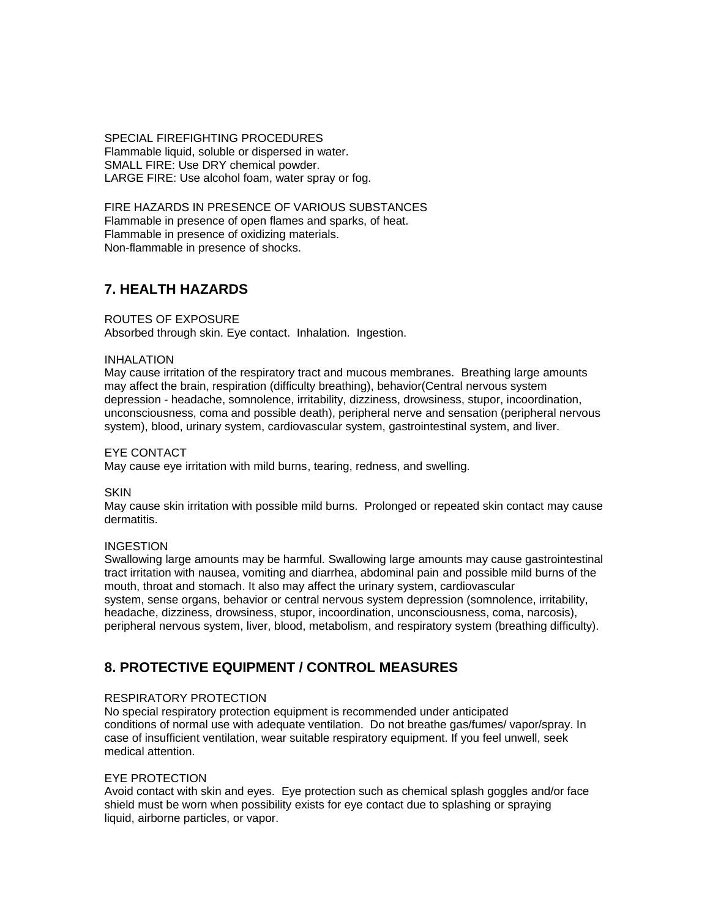SPECIAL FIREFIGHTING PROCEDURES
Flammable liquid, soluble or dispersed in water.
SMALL FIRE: Use DRY chemical powder.
LARGE FIRE: Use alcohol foam, water spray or fog.

FIRE HAZARDS IN PRESENCE OF VARIOUS SUBSTANCES
Flammable in presence of open flames and sparks, of heat.
Flammable in presence of oxidizing materials.
Non-flammable in presence of shocks.

## 7. HEALTH HAZARDS

ROUTES OF EXPOSURE
Absorbed through skin. Eye contact. Inhalation. Ingestion.

INHALATION
May cause irritation of the respiratory tract and mucous membranes. Breathing large amounts may affect the brain, respiration (difficulty breathing), behavior(Central nervous system depression - headache, somnolence, irritability, dizziness, drowsiness, stupor, incoordination, unconsciousness, coma and possible death), peripheral nerve and sensation (peripheral nervous system), blood, urinary system, cardiovascular system, gastrointestinal system, and liver.

EYE CONTACT
May cause eye irritation with mild burns, tearing, redness, and swelling.

SKIN
May cause skin irritation with possible mild burns. Prolonged or repeated skin contact may cause dermatitis.

INGESTION
Swallowing large amounts may be harmful. Swallowing large amounts may cause gastrointestinal tract irritation with nausea, vomiting and diarrhea, abdominal pain and possible mild burns of the mouth, throat and stomach. It also may affect the urinary system, cardiovascular system, sense organs, behavior or central nervous system depression (somnolence, irritability, headache, dizziness, drowsiness, stupor, incoordination, unconsciousness, coma, narcosis), peripheral nervous system, liver, blood, metabolism, and respiratory system (breathing difficulty).

## 8. PROTECTIVE EQUIPMENT / CONTROL MEASURES

RESPIRATORY PROTECTION
No special respiratory protection equipment is recommended under anticipated conditions of normal use with adequate ventilation. Do not breathe gas/fumes/ vapor/spray. In case of insufficient ventilation, wear suitable respiratory equipment. If you feel unwell, seek medical attention.

EYE PROTECTION
Avoid contact with skin and eyes. Eye protection such as chemical splash goggles and/or face shield must be worn when possibility exists for eye contact due to splashing or spraying liquid, airborne particles, or vapor.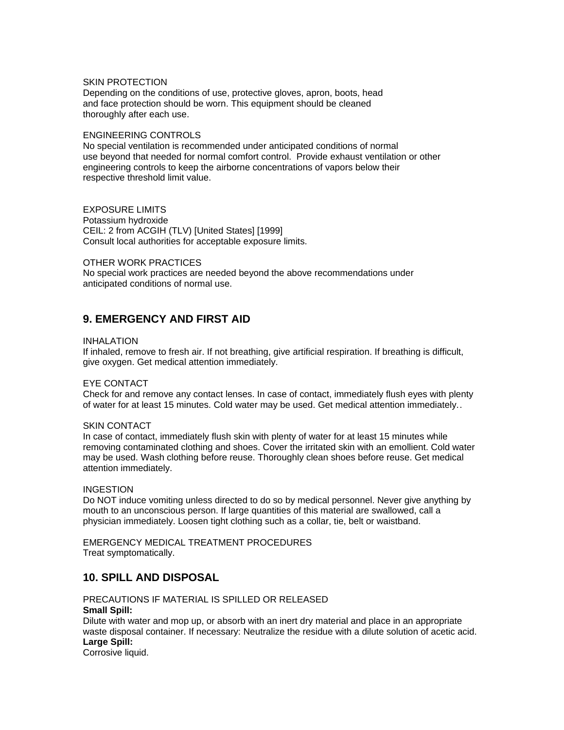SKIN PROTECTION
Depending on the conditions of use, protective gloves, apron, boots, head and face protection should be worn. This equipment should be cleaned thoroughly after each use.

ENGINEERING CONTROLS
No special ventilation is recommended under anticipated conditions of normal use beyond that needed for normal comfort control. Provide exhaust ventilation or other engineering controls to keep the airborne concentrations of vapors below their respective threshold limit value.

EXPOSURE LIMITS
Potassium hydroxide
CEIL: 2 from ACGIH (TLV) [United States] [1999]
Consult local authorities for acceptable exposure limits.

OTHER WORK PRACTICES
No special work practices are needed beyond the above recommendations under anticipated conditions of normal use.

## 9. EMERGENCY AND FIRST AID

INHALATION
If inhaled, remove to fresh air. If not breathing, give artificial respiration. If breathing is difficult, give oxygen. Get medical attention immediately.

EYE CONTACT
Check for and remove any contact lenses. In case of contact, immediately flush eyes with plenty of water for at least 15 minutes. Cold water may be used. Get medical attention immediately..

SKIN CONTACT
In case of contact, immediately flush skin with plenty of water for at least 15 minutes while removing contaminated clothing and shoes. Cover the irritated skin with an emollient. Cold water may be used. Wash clothing before reuse. Thoroughly clean shoes before reuse. Get medical attention immediately.

INGESTION
Do NOT induce vomiting unless directed to do so by medical personnel. Never give anything by mouth to an unconscious person. If large quantities of this material are swallowed, call a physician immediately. Loosen tight clothing such as a collar, tie, belt or waistband.

EMERGENCY MEDICAL TREATMENT PROCEDURES
Treat symptomatically.

## 10. SPILL AND DISPOSAL

PRECAUTIONS IF MATERIAL IS SPILLED OR RELEASED
**Small Spill:**
Dilute with water and mop up, or absorb with an inert dry material and place in an appropriate waste disposal container. If necessary: Neutralize the residue with a dilute solution of acetic acid.
**Large Spill:**
Corrosive liquid.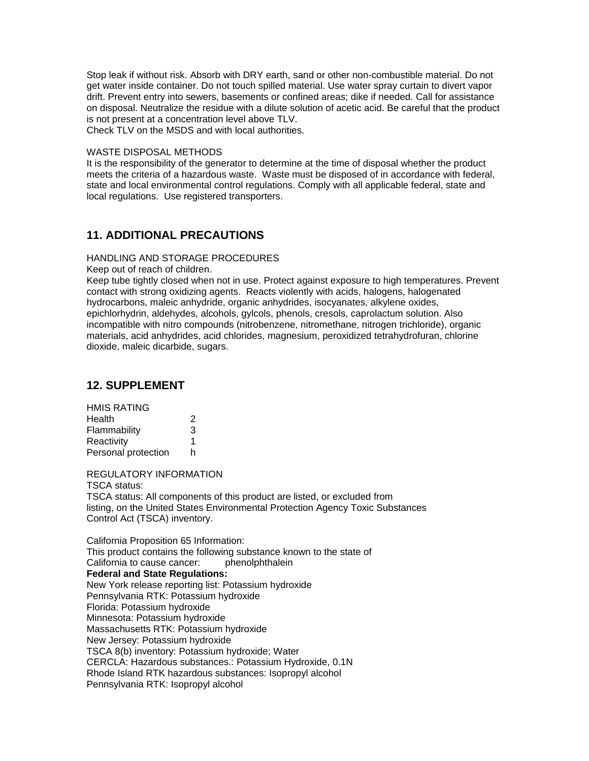Stop leak if without risk. Absorb with DRY earth, sand or other non-combustible material. Do not get water inside container. Do not touch spilled material. Use water spray curtain to divert vapor drift. Prevent entry into sewers, basements or confined areas; dike if needed. Call for assistance on disposal. Neutralize the residue with a dilute solution of acetic acid. Be careful that the product is not present at a concentration level above TLV.
Check TLV on the MSDS and with local authorities.

WASTE DISPOSAL METHODS
It is the responsibility of the generator to determine at the time of disposal whether the product meets the criteria of a hazardous waste. Waste must be disposed of in accordance with federal, state and local environmental control regulations. Comply with all applicable federal, state and local regulations. Use registered transporters.

## 11. ADDITIONAL PRECAUTIONS

HANDLING AND STORAGE PROCEDURES
Keep out of reach of children.
Keep tube tightly closed when not in use. Protect against exposure to high temperatures. Prevent contact with strong oxidizing agents. Reacts violently with acids, halogens, halogenated hydrocarbons, maleic anhydride, organic anhydrides, isocyanates, alkylene oxides, epichlorhydrin, aldehydes, alcohols, gylcols, phenols, cresols, caprolactum solution. Also incompatible with nitro compounds (nitrobenzene, nitromethane, nitrogen trichloride), organic materials, acid anhydrides, acid chlorides, magnesium, peroxidized tetrahydrofuran, chlorine dioxide, maleic dicarbide, sugars.

## 12. SUPPLEMENT

HMIS RATING

| | |
|---|---|
| Health | 2 |
| Flammability | 3 |
| Reactivity | 1 |
| Personal protection | h |

REGULATORY INFORMATION
TSCA status:
TSCA status: All components of this product are listed, or excluded from listing, on the United States Environmental Protection Agency Toxic Substances Control Act (TSCA) inventory.

California Proposition 65 Information:
This product contains the following substance known to the state of California to cause cancer: phenolphthalein

**Federal and State Regulations:**
New York release reporting list: Potassium hydroxide
Pennsylvania RTK: Potassium hydroxide
Florida: Potassium hydroxide
Minnesota: Potassium hydroxide
Massachusetts RTK: Potassium hydroxide
New Jersey: Potassium hydroxide
TSCA 8(b) inventory: Potassium hydroxide; Water
CERCLA: Hazardous substances.: Potassium Hydroxide, 0.1N
Rhode Island RTK hazardous substances: Isopropyl alcohol
Pennsylvania RTK: Isopropyl alcohol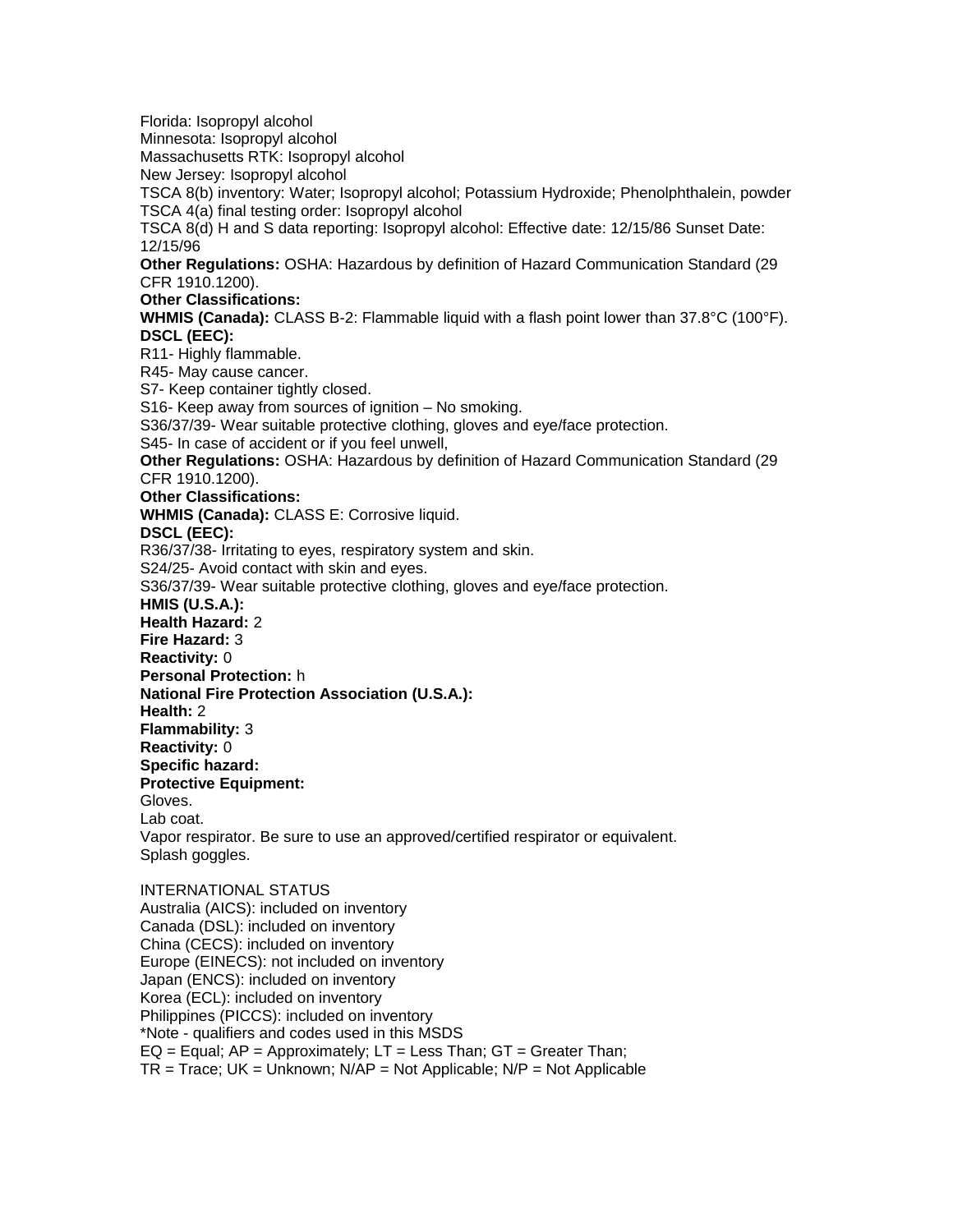Florida: Isopropyl alcohol
Minnesota: Isopropyl alcohol
Massachusetts RTK: Isopropyl alcohol
New Jersey: Isopropyl alcohol
TSCA 8(b) inventory: Water; Isopropyl alcohol; Potassium Hydroxide; Phenolphthalein, powder
TSCA 4(a) final testing order: Isopropyl alcohol
TSCA 8(d) H and S data reporting: Isopropyl alcohol: Effective date: 12/15/86 Sunset Date: 12/15/96
**Other Regulations:** OSHA: Hazardous by definition of Hazard Communication Standard (29 CFR 1910.1200).
**Other Classifications:**
**WHMIS (Canada):** CLASS B-2: Flammable liquid with a flash point lower than 37.8°C (100°F).
**DSCL (EEC):**
R11- Highly flammable.
R45- May cause cancer.
S7- Keep container tightly closed.
S16- Keep away from sources of ignition – No smoking.
S36/37/39- Wear suitable protective clothing, gloves and eye/face protection.
S45- In case of accident or if you feel unwell,
**Other Regulations:** OSHA: Hazardous by definition of Hazard Communication Standard (29 CFR 1910.1200).
**Other Classifications:**
**WHMIS (Canada):** CLASS E: Corrosive liquid.
**DSCL (EEC):**
R36/37/38- Irritating to eyes, respiratory system and skin.
S24/25- Avoid contact with skin and eyes.
S36/37/39- Wear suitable protective clothing, gloves and eye/face protection.
**HMIS (U.S.A.):**
**Health Hazard:** 2
**Fire Hazard:** 3
**Reactivity:** 0
**Personal Protection:** h
**National Fire Protection Association (U.S.A.):**
**Health:** 2
**Flammability:** 3
**Reactivity:** 0
**Specific hazard:**
**Protective Equipment:**
Gloves.
Lab coat.
Vapor respirator. Be sure to use an approved/certified respirator or equivalent.
Splash goggles.

INTERNATIONAL STATUS
Australia (AICS): included on inventory
Canada (DSL): included on inventory
China (CECS): included on inventory
Europe (EINECS): not included on inventory
Japan (ENCS): included on inventory
Korea (ECL): included on inventory
Philippines (PICCS): included on inventory
*Note - qualifiers and codes used in this MSDS
EQ = Equal; AP = Approximately; LT = Less Than; GT = Greater Than;
TR = Trace; UK = Unknown; N/AP = Not Applicable; N/P = Not Applicable